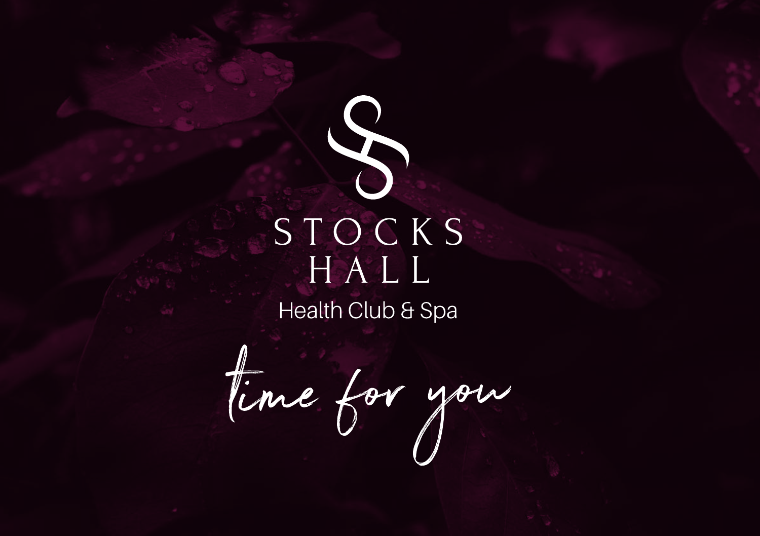# STOCKS HALL

## Health Club & Spa

*time for you*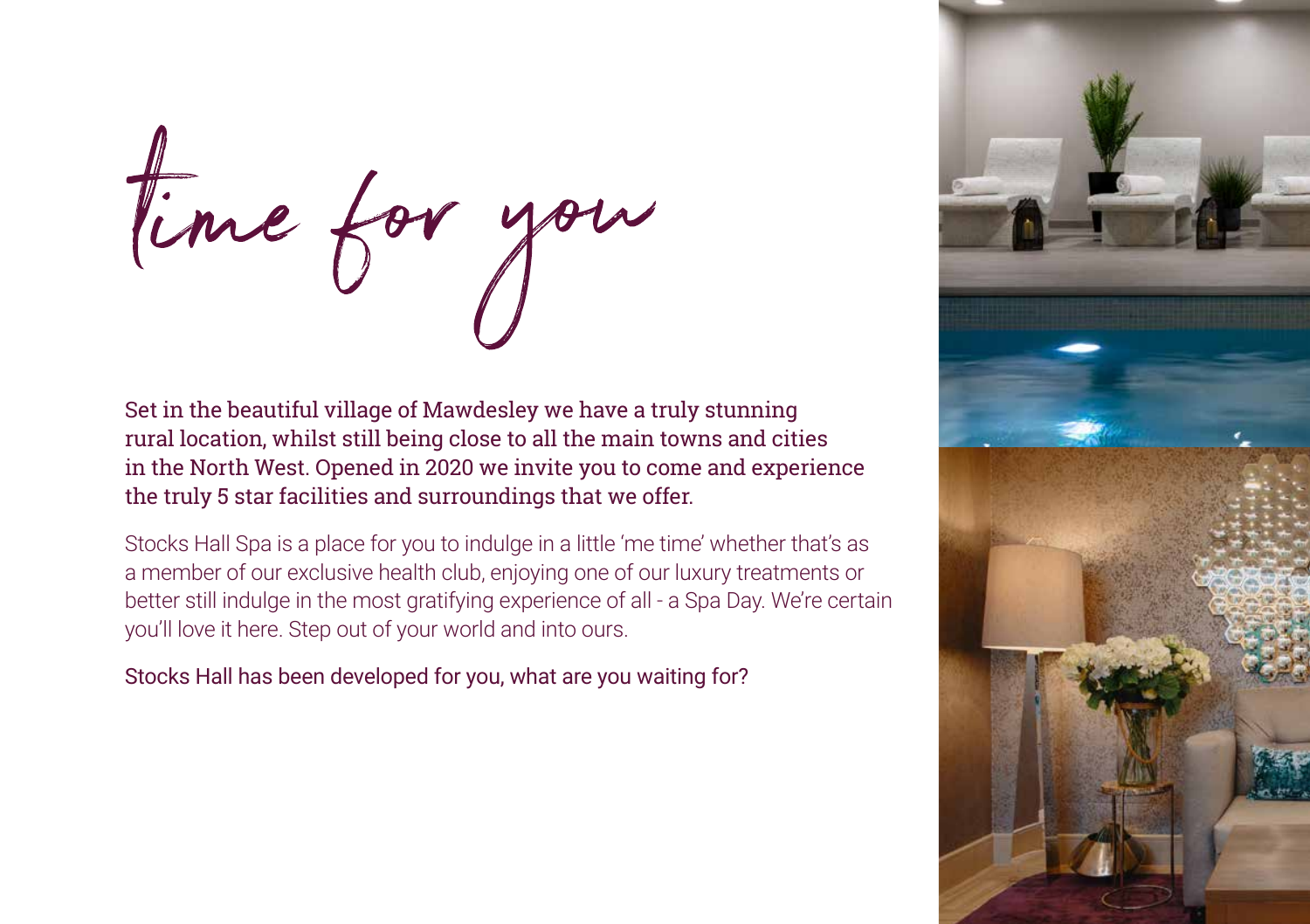# time for you

Set in the beautiful village of Mawdesley we have a truly stunning rural location, whilst still being close to all the main towns and cities in the North West. Opened in 2020 we invite you to come and experience the truly 5 star facilities and surroundings that we offer.

Stocks Hall Spa is a place for you to indulge in a little 'me time' whether that's as a member of our exclusive health club, enjoying one of our luxury treatments or better still indulge in the most gratifying experience of all - a Spa Day. We're certain you'll love it here. Step out of your world and into ours.

Stocks Hall has been developed for you, what are you waiting for?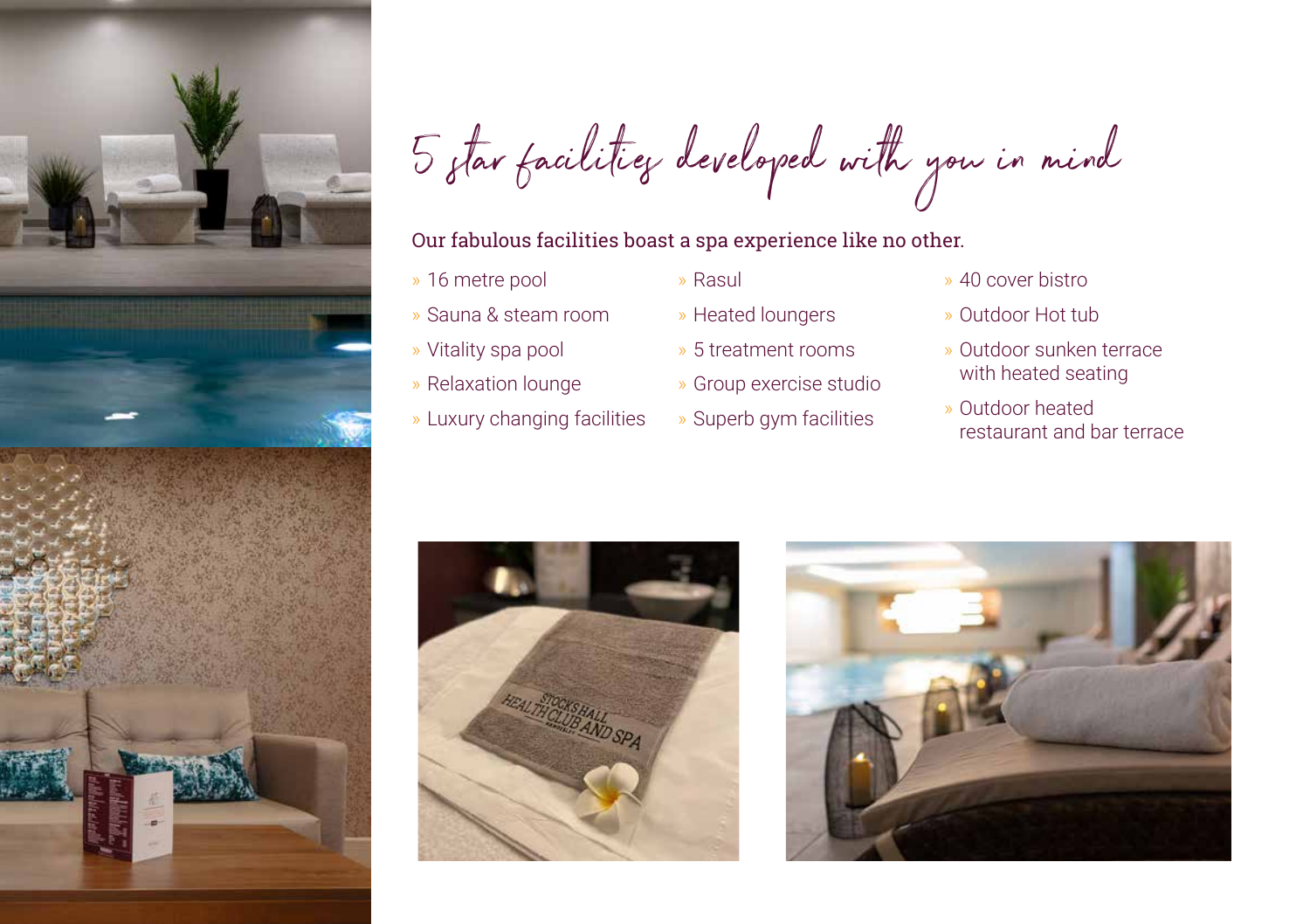# 5 star facilities developed with you in mind

Our fabulous facilities boast a spa experience like no other.

- 16 metre pool
- Sauna & steam room
- Vitality spa pool
- Relaxation lounge
- Luxury changing facilities
- Rasul
- Heated loungers
- 5 treatment rooms
- Group exercise studio
- Superb gym facilities
- 40 cover bistro
- Outdoor Hot tub
- Outdoor sunken terrace with heated seating
- Outdoor heated restaurant and bar terrace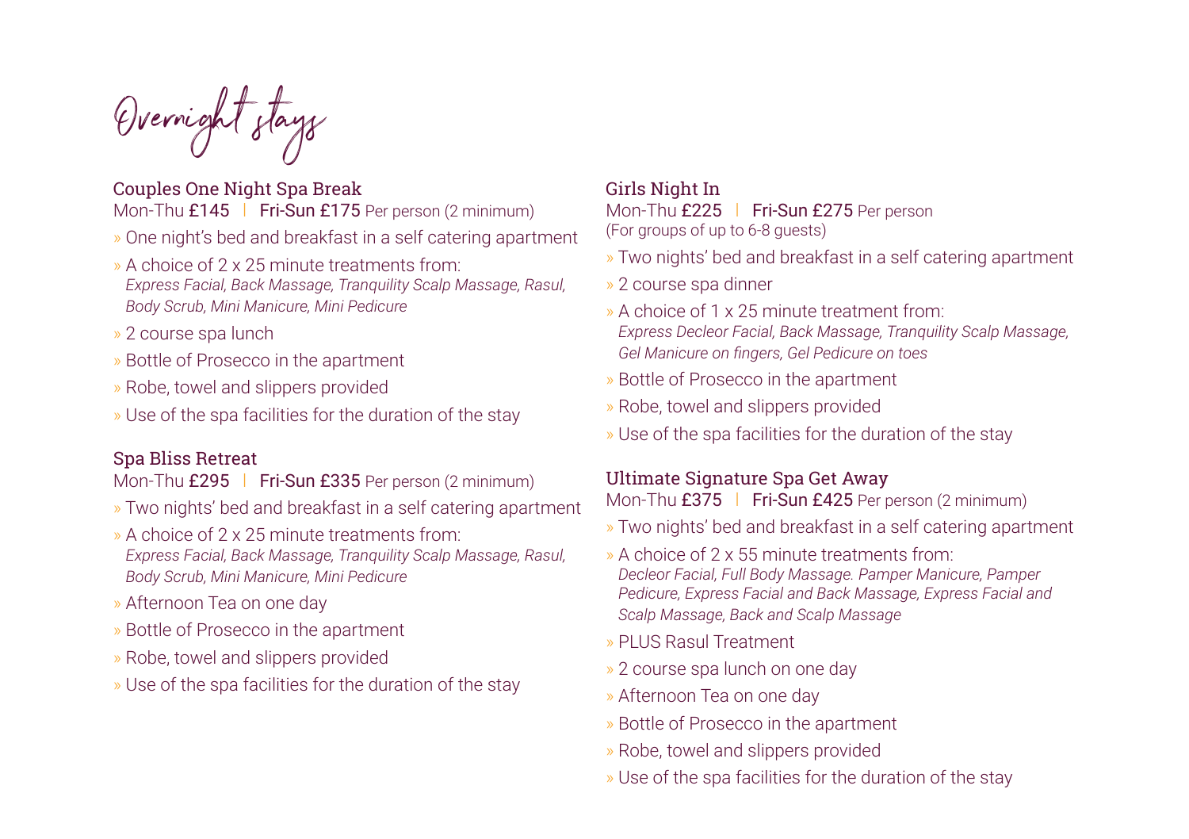# Overnight stays

## Couples One Night Spa Break

Mon-Thu **£145** | **Fri-Sun £175** Per person (2 minimum)

- One night's bed and breakfast in a self catering apartment
- A choice of 2 x 25 minute treatments from:
  *Express Facial, Back Massage, Tranquility Scalp Massage, Rasul, Body Scrub, Mini Manicure, Mini Pedicure*
- 2 course spa lunch
- Bottle of Prosecco in the apartment
- Robe, towel and slippers provided
- Use of the spa facilities for the duration of the stay

## Spa Bliss Retreat

Mon-Thu **£295** | **Fri-Sun £335** Per person (2 minimum)

- Two nights' bed and breakfast in a self catering apartment
- A choice of 2 x 25 minute treatments from:
  *Express Facial, Back Massage, Tranquility Scalp Massage, Rasul, Body Scrub, Mini Manicure, Mini Pedicure*
- Afternoon Tea on one day
- Bottle of Prosecco in the apartment
- Robe, towel and slippers provided
- Use of the spa facilities for the duration of the stay

## Girls Night In

Mon-Thu **£225** | **Fri-Sun £275** Per person
(For groups of up to 6-8 guests)

- Two nights' bed and breakfast in a self catering apartment
- 2 course spa dinner
- A choice of 1 x 25 minute treatment from:
  *Express Decleor Facial, Back Massage, Tranquility Scalp Massage, Gel Manicure on fingers, Gel Pedicure on toes*
- Bottle of Prosecco in the apartment
- Robe, towel and slippers provided
- Use of the spa facilities for the duration of the stay

## Ultimate Signature Spa Get Away

Mon-Thu **£375** | **Fri-Sun £425** Per person (2 minimum)

- Two nights' bed and breakfast in a self catering apartment
- A choice of 2 x 55 minute treatments from:
  *Decleor Facial, Full Body Massage. Pamper Manicure, Pamper Pedicure, Express Facial and Back Massage, Express Facial and Scalp Massage, Back and Scalp Massage*
- PLUS Rasul Treatment
- 2 course spa lunch on one day
- Afternoon Tea on one day
- Bottle of Prosecco in the apartment
- Robe, towel and slippers provided
- Use of the spa facilities for the duration of the stay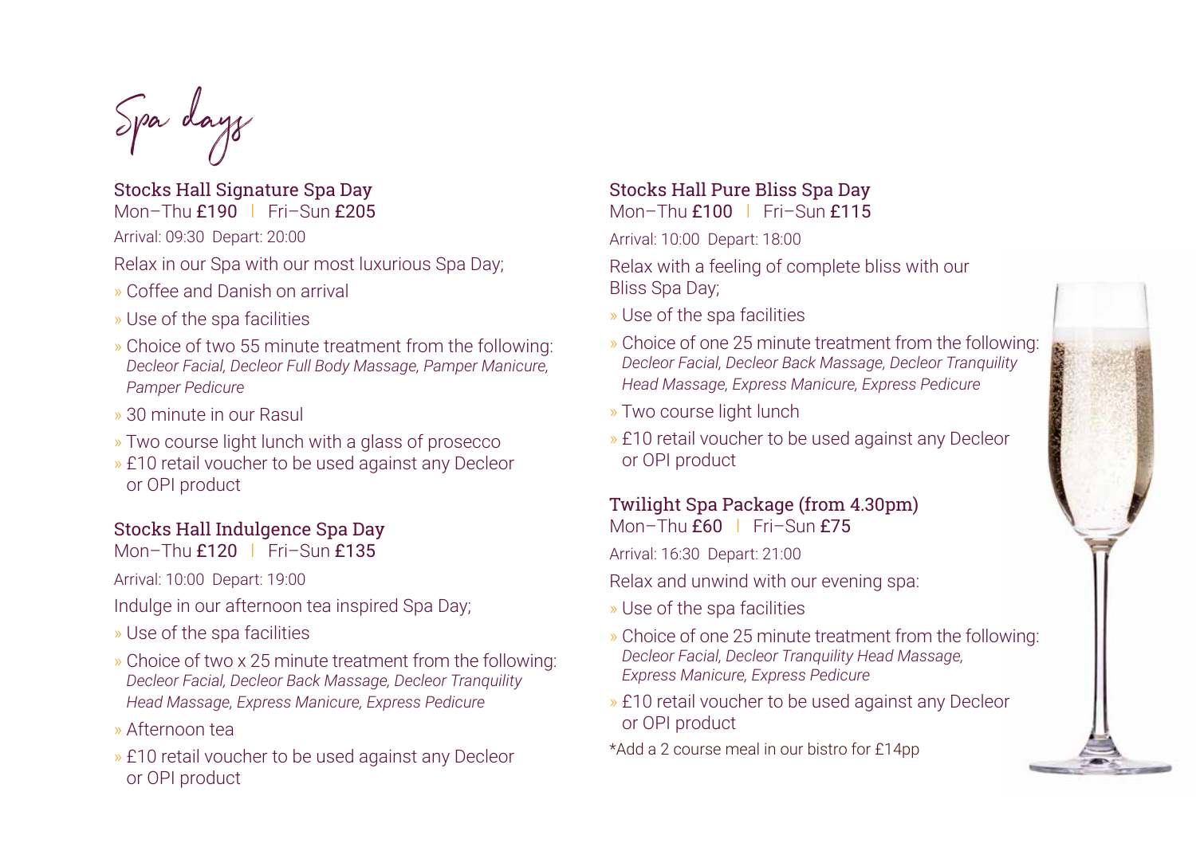# Spa days

## Stocks Hall Signature Spa Day

Mon–Thu **£190** | Fri–Sun **£205**

Arrival: 09:30 Depart: 20:00

Relax in our Spa with our most luxurious Spa Day;

- Coffee and Danish on arrival
- Use of the spa facilities
- Choice of two 55 minute treatment from the following: *Decleor Facial, Decleor Full Body Massage, Pamper Manicure, Pamper Pedicure*
- 30 minute in our Rasul
- Two course light lunch with a glass of prosecco
- £10 retail voucher to be used against any Decleor or OPI product

## Stocks Hall Indulgence Spa Day

Mon–Thu **£120** | Fri–Sun **£135**

Arrival: 10:00 Depart: 19:00

Indulge in our afternoon tea inspired Spa Day;

- Use of the spa facilities
- Choice of two x 25 minute treatment from the following: *Decleor Facial, Decleor Back Massage, Decleor Tranquility Head Massage, Express Manicure, Express Pedicure*
- Afternoon tea
- £10 retail voucher to be used against any Decleor or OPI product

## Stocks Hall Pure Bliss Spa Day

Mon–Thu **£100** | Fri–Sun **£115**

Arrival: 10:00 Depart: 18:00

Relax with a feeling of complete bliss with our Bliss Spa Day;

- Use of the spa facilities
- Choice of one 25 minute treatment from the following: *Decleor Facial, Decleor Back Massage, Decleor Tranquility Head Massage, Express Manicure, Express Pedicure*
- Two course light lunch
- £10 retail voucher to be used against any Decleor or OPI product

## Twilight Spa Package (from 4.30pm)

Mon–Thu **£60** | Fri–Sun **£75**

Arrival: 16:30 Depart: 21:00

Relax and unwind with our evening spa:

- Use of the spa facilities
- Choice of one 25 minute treatment from the following: *Decleor Facial, Decleor Tranquility Head Massage, Express Manicure, Express Pedicure*
- £10 retail voucher to be used against any Decleor or OPI product

*Add a 2 course meal in our bistro for £14pp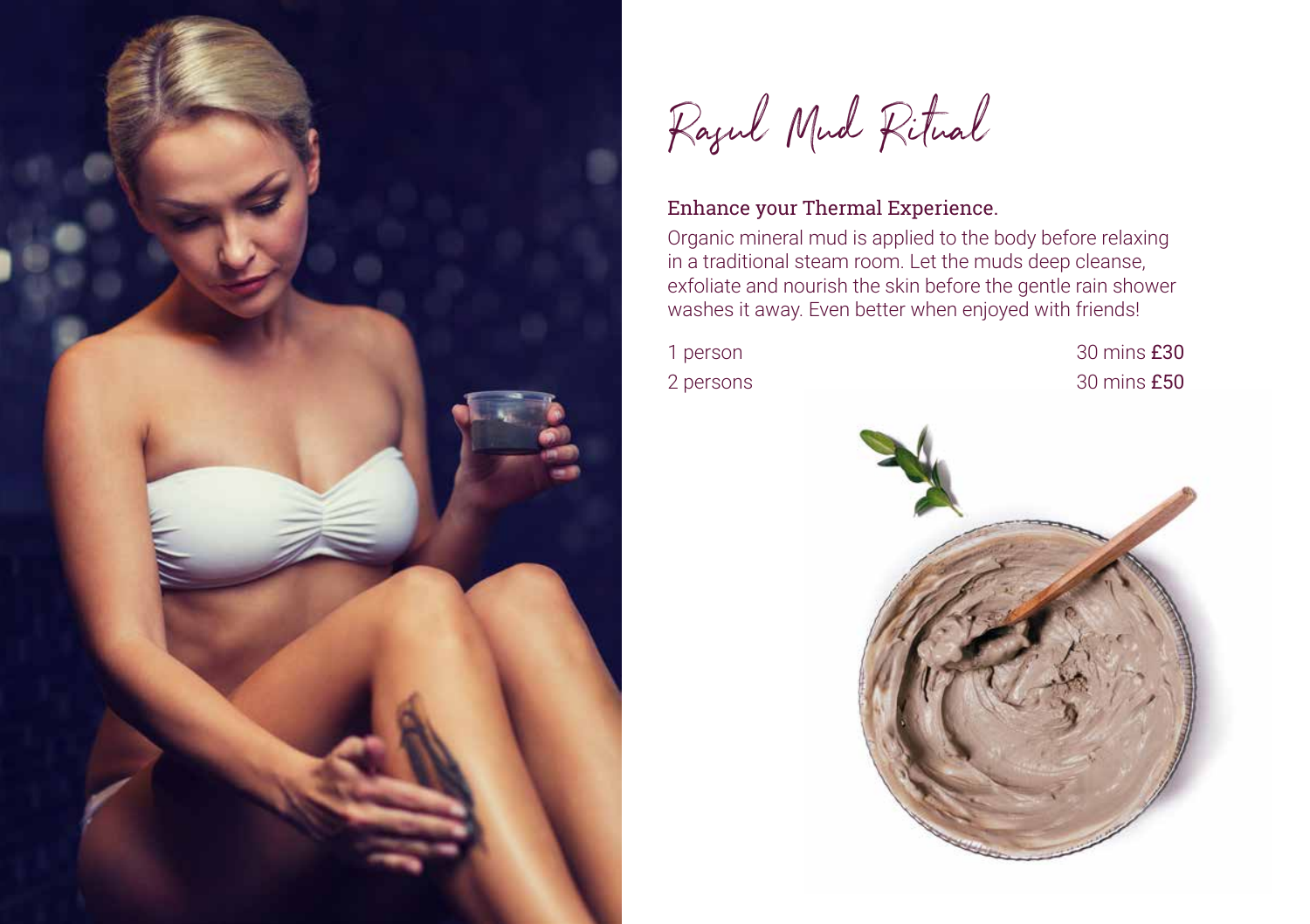# Rasul Mud Ritual

### Enhance your Thermal Experience.

Organic mineral mud is applied to the body before relaxing in a traditional steam room. Let the muds deep cleanse, exfoliate and nourish the skin before the gentle rain shower washes it away. Even better when enjoyed with friends!

| | | |
|---|---|---|
| 1 person | 30 mins | **£30** |
| 2 persons | 30 mins | **£50** |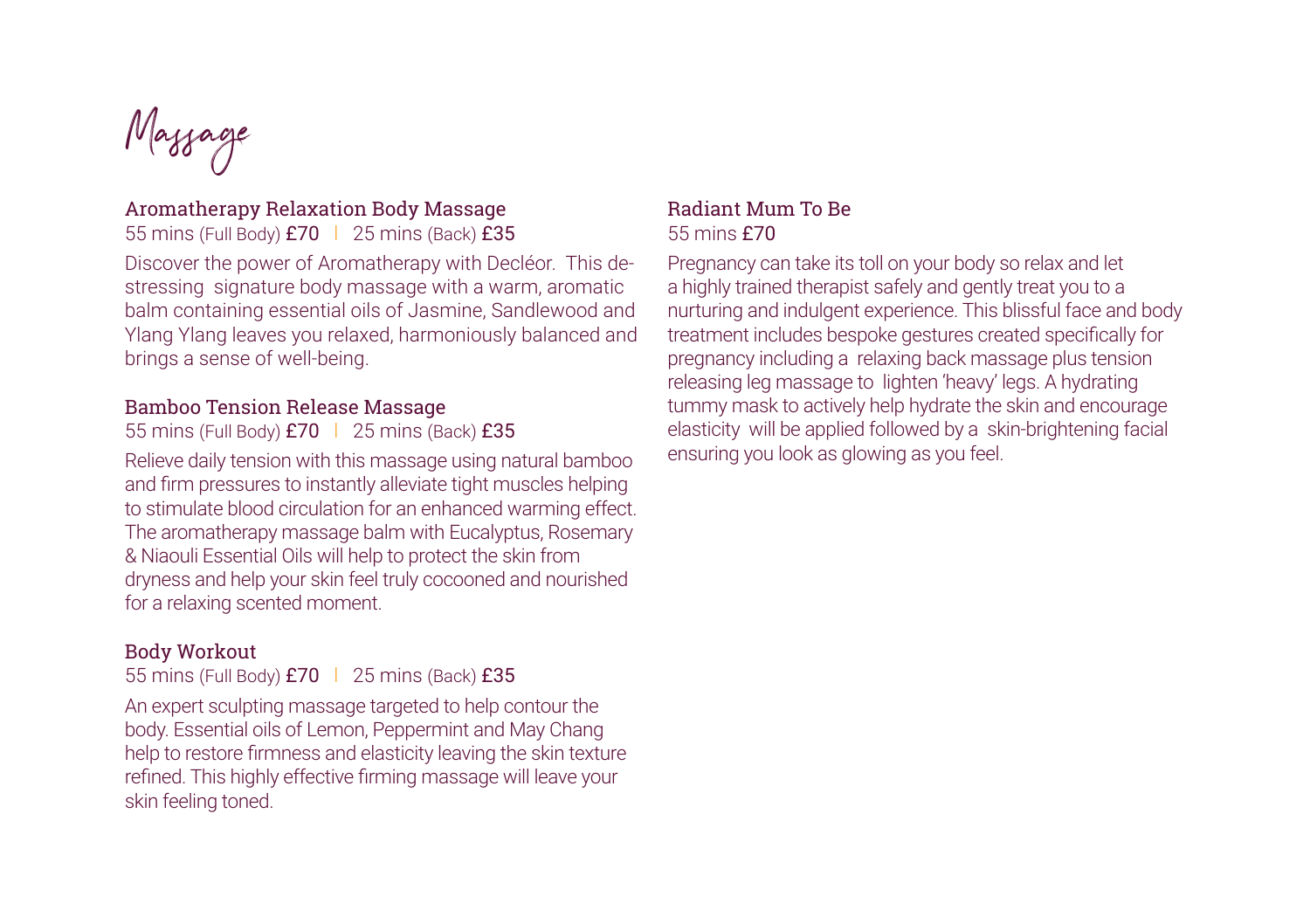# Massage

## Aromatherapy Relaxation Body Massage

55 mins (Full Body) £70 | 25 mins (Back) £35

Discover the power of Aromatherapy with Decléor. This de-stressing signature body massage with a warm, aromatic balm containing essential oils of Jasmine, Sandlewood and Ylang Ylang leaves you relaxed, harmoniously balanced and brings a sense of well-being.

## Bamboo Tension Release Massage

55 mins (Full Body) £70 | 25 mins (Back) £35

Relieve daily tension with this massage using natural bamboo and firm pressures to instantly alleviate tight muscles helping to stimulate blood circulation for an enhanced warming effect. The aromatherapy massage balm with Eucalyptus, Rosemary & Niaouli Essential Oils will help to protect the skin from dryness and help your skin feel truly cocooned and nourished for a relaxing scented moment.

## Body Workout

55 mins (Full Body) £70 | 25 mins (Back) £35

An expert sculpting massage targeted to help contour the body. Essential oils of Lemon, Peppermint and May Chang help to restore firmness and elasticity leaving the skin texture refined. This highly effective firming massage will leave your skin feeling toned.

## Radiant Mum To Be

55 mins £70

Pregnancy can take its toll on your body so relax and let a highly trained therapist safely and gently treat you to a nurturing and indulgent experience. This blissful face and body treatment includes bespoke gestures created specifically for pregnancy including a relaxing back massage plus tension releasing leg massage to lighten 'heavy' legs. A hydrating tummy mask to actively help hydrate the skin and encourage elasticity will be applied followed by a skin-brightening facial ensuring you look as glowing as you feel.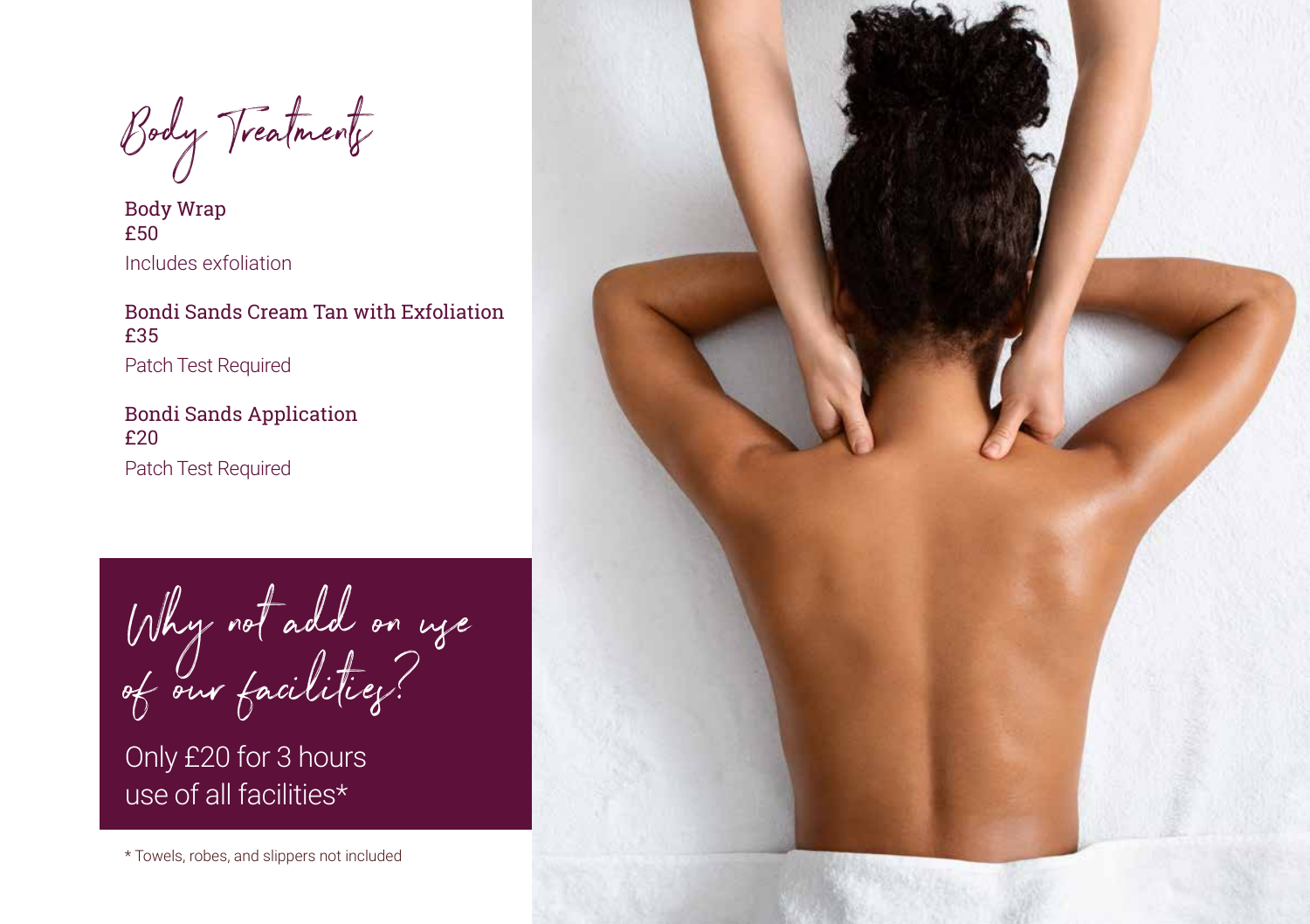# Body Treatments

**Body Wrap**
**£50**
Includes exfoliation

**Bondi Sands Cream Tan with Exfoliation**
**£35**
Patch Test Required

**Bondi Sands Application**
**£20**
Patch Test Required

## Why not add on use of our facilities?

Only £20 for 3 hours use of all facilities*

* Towels, robes, and slippers not included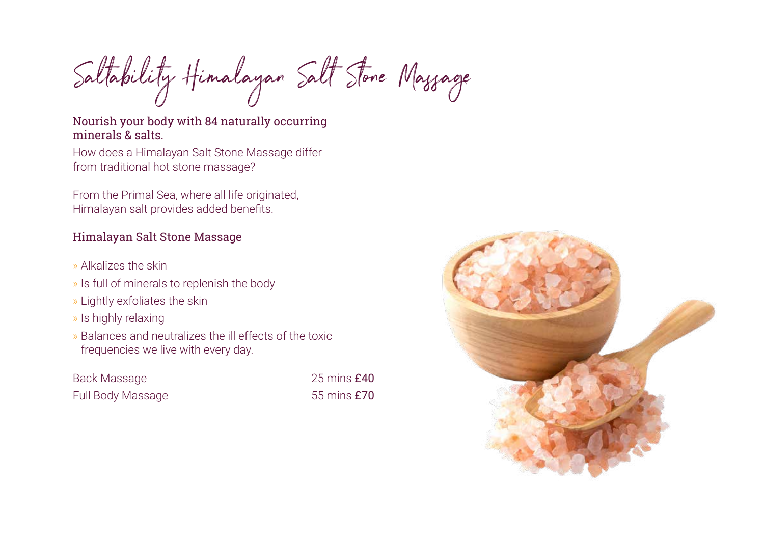# Saltability Himalayan Salt Stone Massage

**Nourish your body with 84 naturally occurring minerals & salts.**

How does a Himalayan Salt Stone Massage differ from traditional hot stone massage?

From the Primal Sea, where all life originated, Himalayan salt provides added benefits.

## Himalayan Salt Stone Massage

- Alkalizes the skin
- Is full of minerals to replenish the body
- Lightly exfoliates the skin
- Is highly relaxing
- Balances and neutralizes the ill effects of the toxic frequencies we live with every day.

| | | |
|---|---|---|
| Back Massage | 25 mins | **£40** |
| Full Body Massage | 55 mins | **£70** |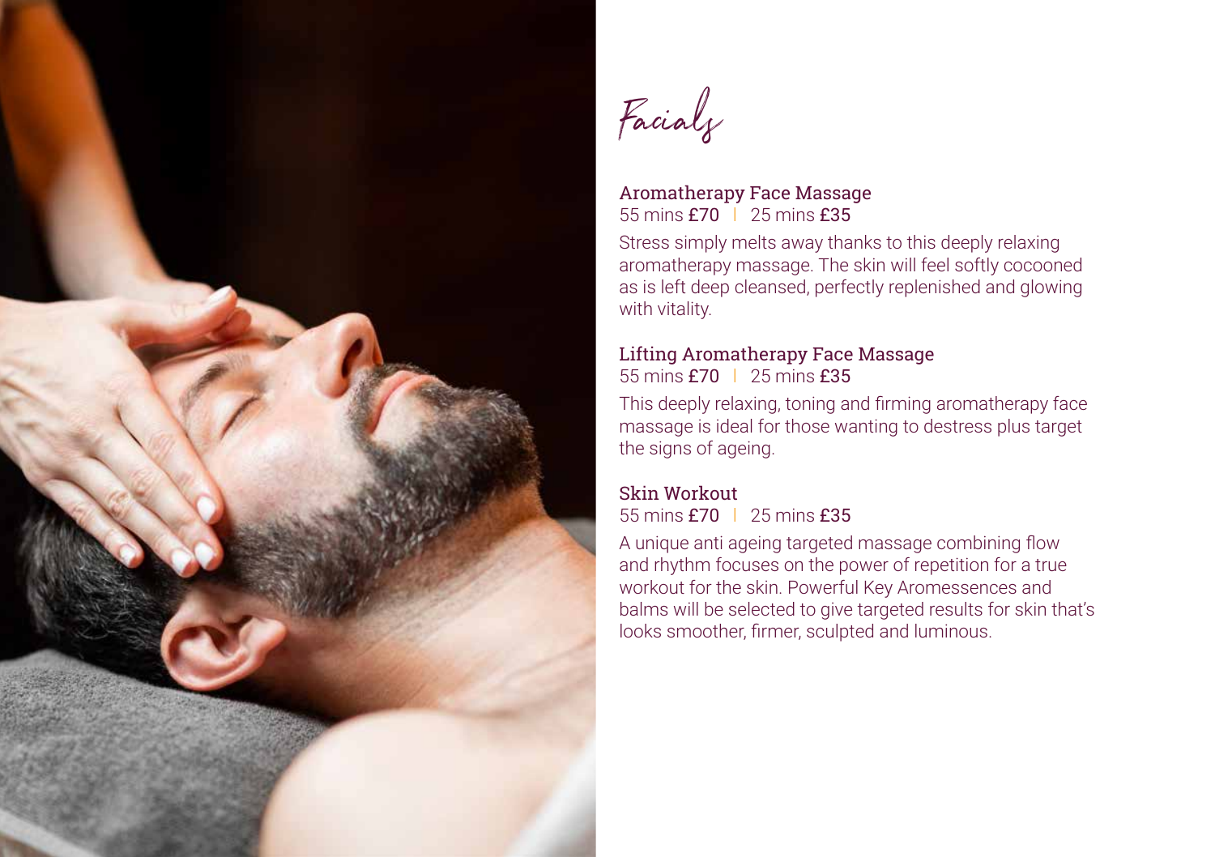# Facials

### Aromatherapy Face Massage
55 mins **£70** | 25 mins **£35**

Stress simply melts away thanks to this deeply relaxing aromatherapy massage. The skin will feel softly cocooned as is left deep cleansed, perfectly replenished and glowing with vitality.

### Lifting Aromatherapy Face Massage
55 mins **£70** | 25 mins **£35**

This deeply relaxing, toning and firming aromatherapy face massage is ideal for those wanting to destress plus target the signs of ageing.

### Skin Workout
55 mins **£70** | 25 mins **£35**

A unique anti ageing targeted massage combining flow and rhythm focuses on the power of repetition for a true workout for the skin. Powerful Key Aromessences and balms will be selected to give targeted results for skin that's looks smoother, firmer, sculpted and luminous.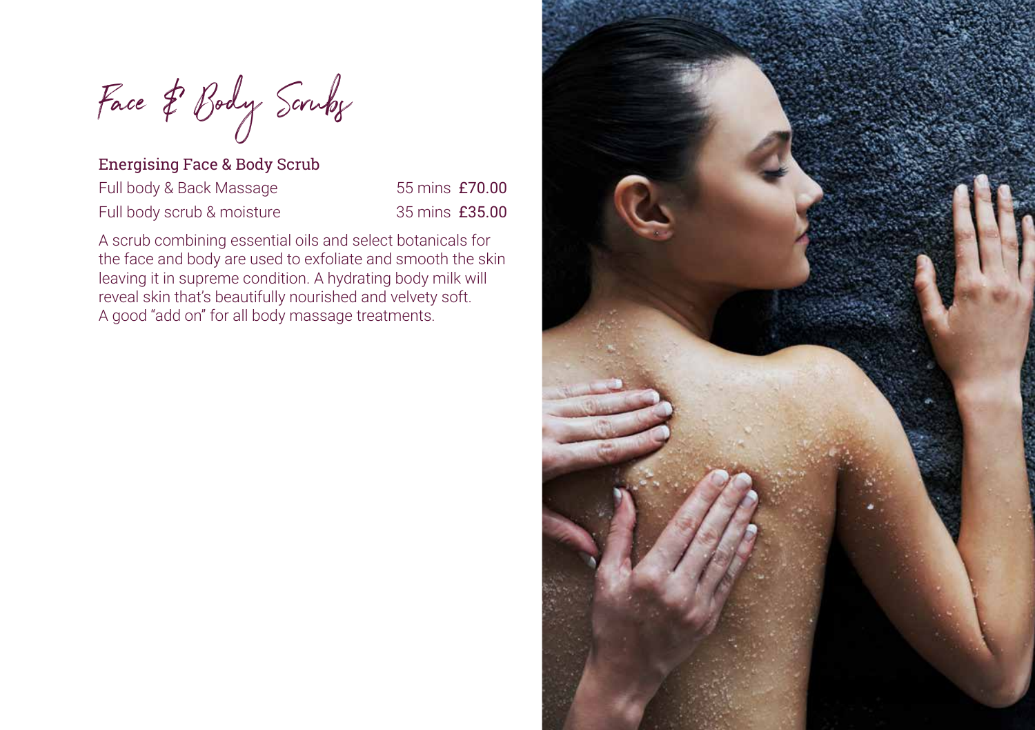# Face & Body Scrubs

## Energising Face & Body Scrub

| | | |
|---|---|---|
| Full body & Back Massage | 55 mins | **£70.00** |
| Full body scrub & moisture | 35 mins | **£35.00** |

A scrub combining essential oils and select botanicals for the face and body are used to exfoliate and smooth the skin leaving it in supreme condition. A hydrating body milk will reveal skin that's beautifully nourished and velvety soft. A good "add on" for all body massage treatments.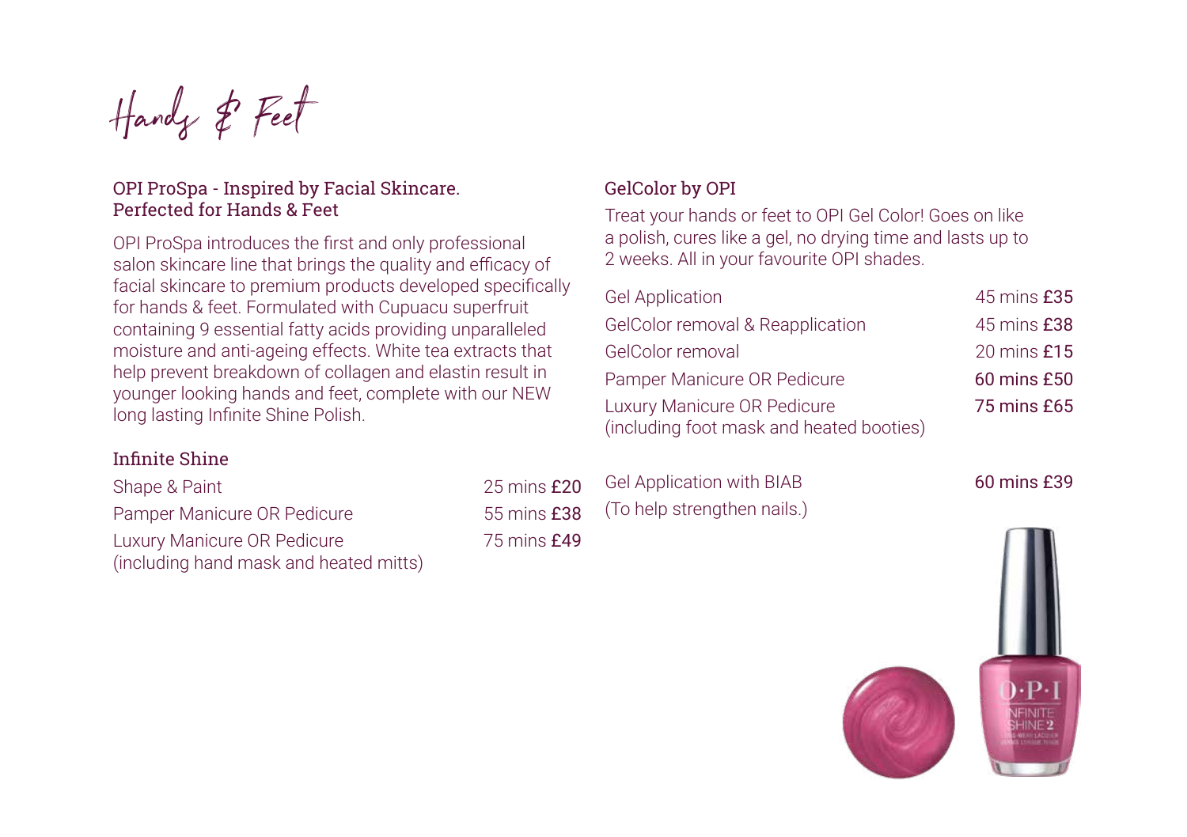# Hands & Feet

## OPI ProSpa - Inspired by Facial Skincare. Perfected for Hands & Feet

OPI ProSpa introduces the first and only professional salon skincare line that brings the quality and efficacy of facial skincare to premium products developed specifically for hands & feet. Formulated with Cupuacu superfruit containing 9 essential fatty acids providing unparalleled moisture and anti-ageing effects. White tea extracts that help prevent breakdown of collagen and elastin result in younger looking hands and feet, complete with our NEW long lasting Infinite Shine Polish.

### Infinite Shine

| Treatment | Duration | Price |
|---|---|---|
| Shape & Paint | 25 mins | £20 |
| Pamper Manicure OR Pedicure | 55 mins | £38 |
| Luxury Manicure OR Pedicure (including hand mask and heated mitts) | 75 mins | £49 |

## GelColor by OPI

Treat your hands or feet to OPI Gel Color! Goes on like a polish, cures like a gel, no drying time and lasts up to 2 weeks. All in your favourite OPI shades.

| Treatment | Duration | Price |
|---|---|---|
| Gel Application | 45 mins | £35 |
| GelColor removal & Reapplication | 45 mins | £38 |
| GelColor removal | 20 mins | £15 |
| Pamper Manicure OR Pedicure | 60 mins | £50 |
| Luxury Manicure OR Pedicure (including foot mask and heated booties) | 75 mins | £65 |
| Gel Application with BIAB (To help strengthen nails.) | 60 mins | £39 |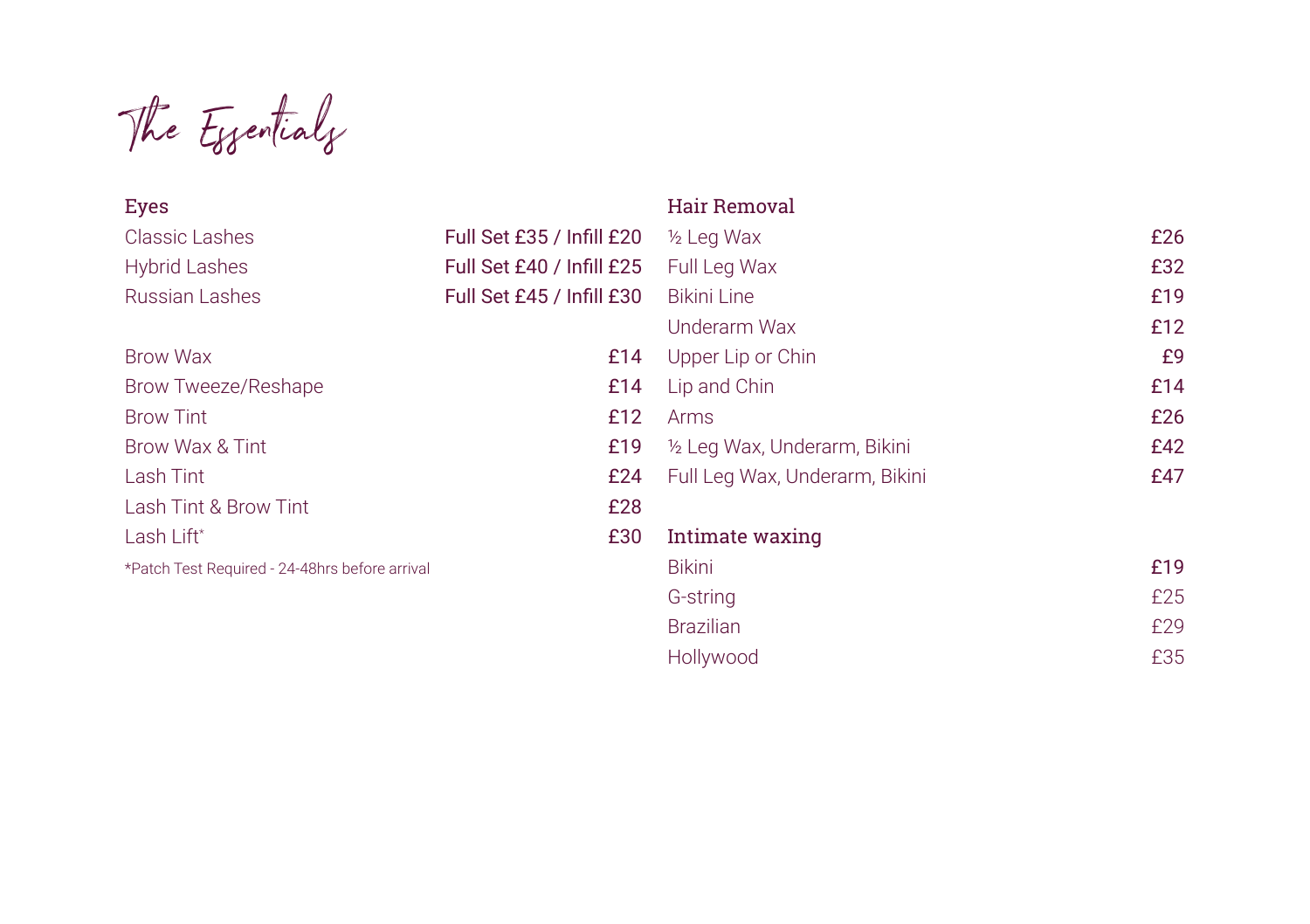# The Essentials

## Eyes

| Treatment | Price |
|---|---|
| Classic Lashes | Full Set £35 / Infill £20 |
| Hybrid Lashes | Full Set £40 / Infill £25 |
| Russian Lashes | Full Set £45 / Infill £30 |

| Treatment | Price |
|---|---|
| Brow Wax | £14 |
| Brow Tweeze/Reshape | £14 |
| Brow Tint | £12 |
| Brow Wax & Tint | £19 |
| Lash Tint | £24 |
| Lash Tint & Brow Tint | £28 |
| Lash Lift* | £30 |

*Patch Test Required - 24-48hrs before arrival

## Hair Removal

| Treatment | Price |
|---|---|
| ½ Leg Wax | £26 |
| Full Leg Wax | £32 |
| Bikini Line | £19 |
| Underarm Wax | £12 |
| Upper Lip or Chin | £9 |
| Lip and Chin | £14 |
| Arms | £26 |
| ½ Leg Wax, Underarm, Bikini | £42 |
| Full Leg Wax, Underarm, Bikini | £47 |

## Intimate waxing

| Treatment | Price |
|---|---|
| Bikini | £19 |
| G-string | £25 |
| Brazilian | £29 |
| Hollywood | £35 |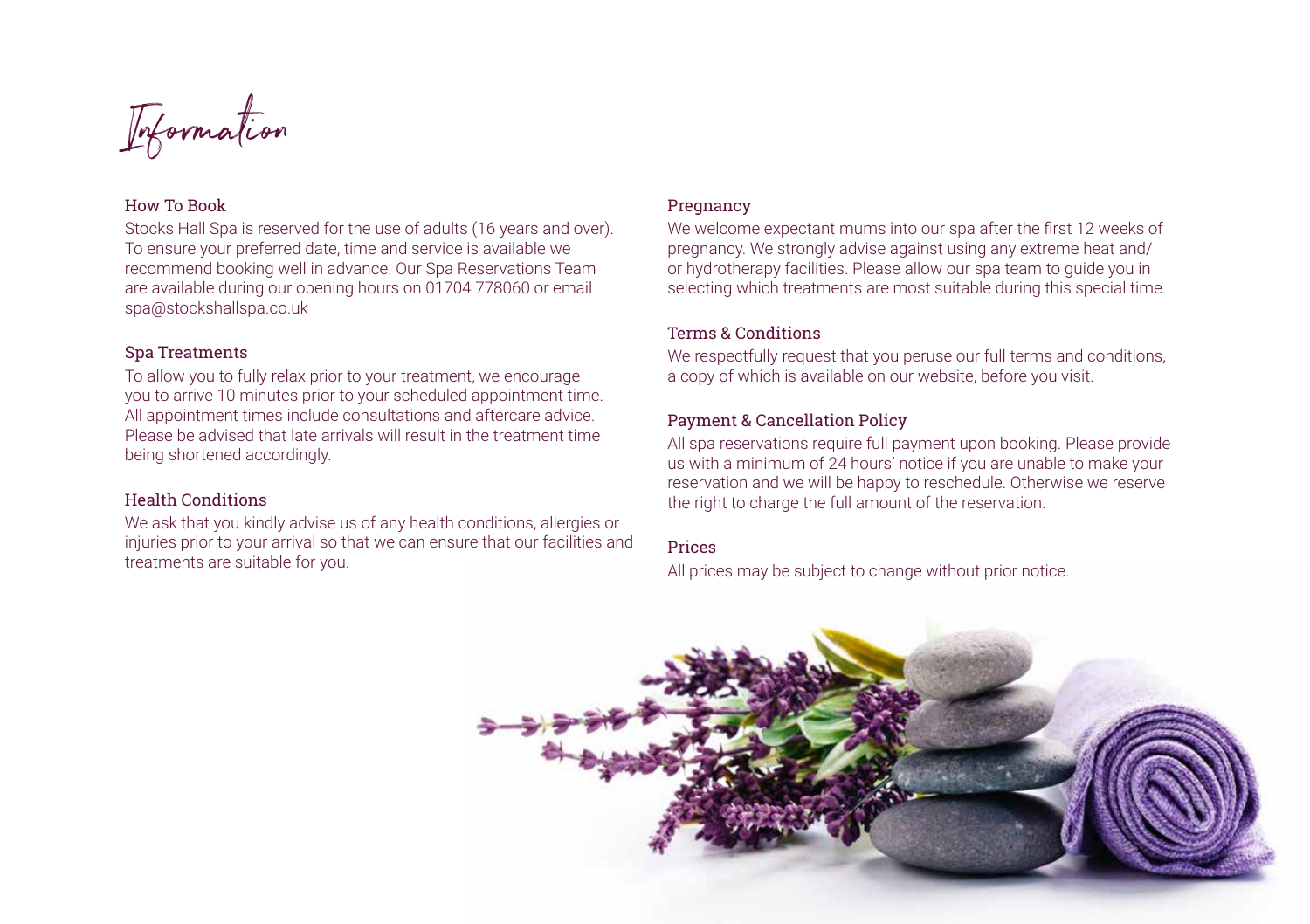# Information

## How To Book

Stocks Hall Spa is reserved for the use of adults (16 years and over). To ensure your preferred date, time and service is available we recommend booking well in advance. Our Spa Reservations Team are available during our opening hours on 01704 778060 or email spa@stockshallspa.co.uk

## Spa Treatments

To allow you to fully relax prior to your treatment, we encourage you to arrive 10 minutes prior to your scheduled appointment time. All appointment times include consultations and aftercare advice. Please be advised that late arrivals will result in the treatment time being shortened accordingly.

## Health Conditions

We ask that you kindly advise us of any health conditions, allergies or injuries prior to your arrival so that we can ensure that our facilities and treatments are suitable for you.

## Pregnancy

We welcome expectant mums into our spa after the first 12 weeks of pregnancy. We strongly advise against using any extreme heat and/or hydrotherapy facilities. Please allow our spa team to guide you in selecting which treatments are most suitable during this special time.

## Terms & Conditions

We respectfully request that you peruse our full terms and conditions, a copy of which is available on our website, before you visit.

## Payment & Cancellation Policy

All spa reservations require full payment upon booking. Please provide us with a minimum of 24 hours' notice if you are unable to make your reservation and we will be happy to reschedule. Otherwise we reserve the right to charge the full amount of the reservation.

## Prices

All prices may be subject to change without prior notice.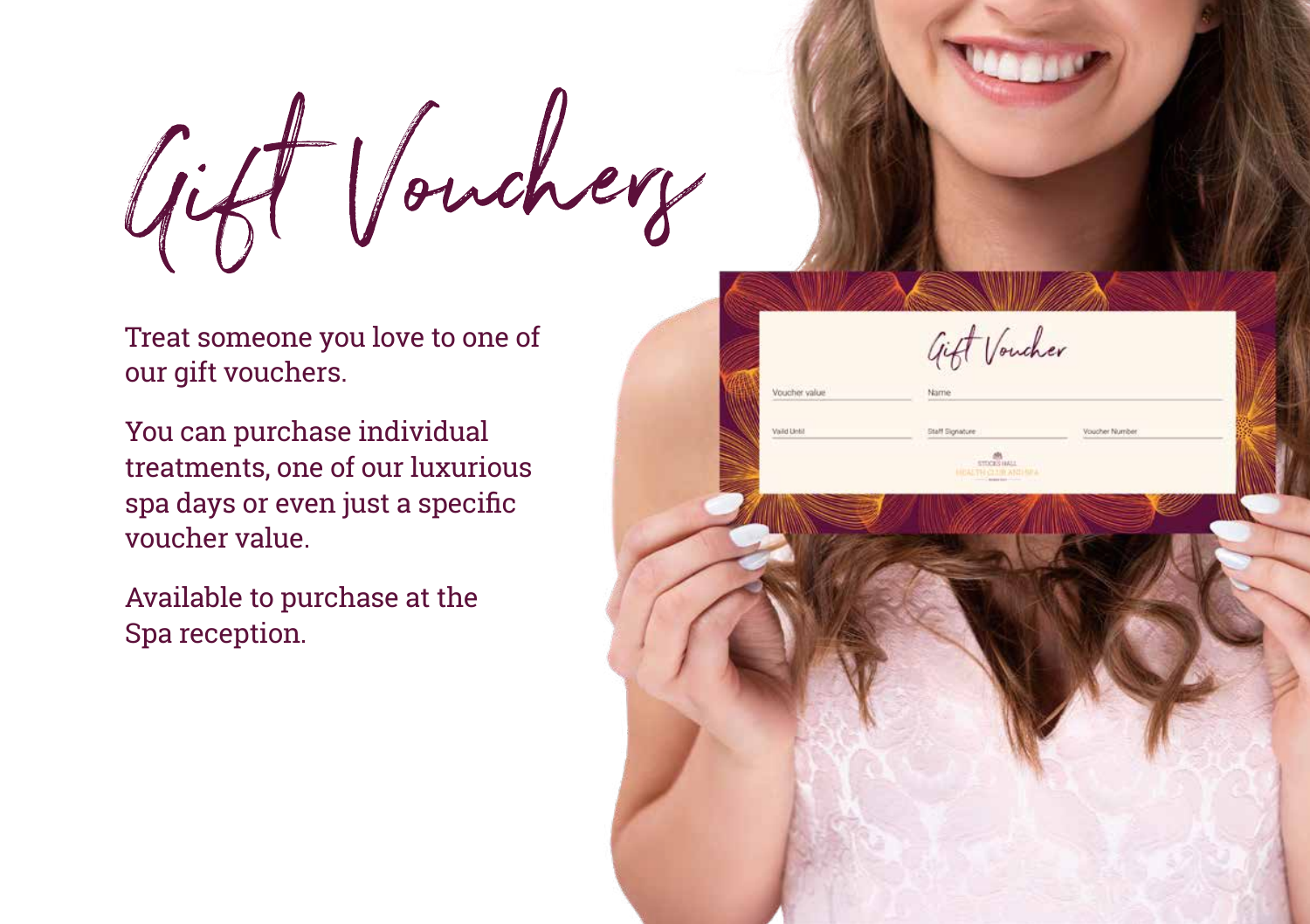# Gift Vouchers

Treat someone you love to one of our gift vouchers.

You can purchase individual treatments, one of our luxurious spa days or even just a specific voucher value.

Available to purchase at the Spa reception.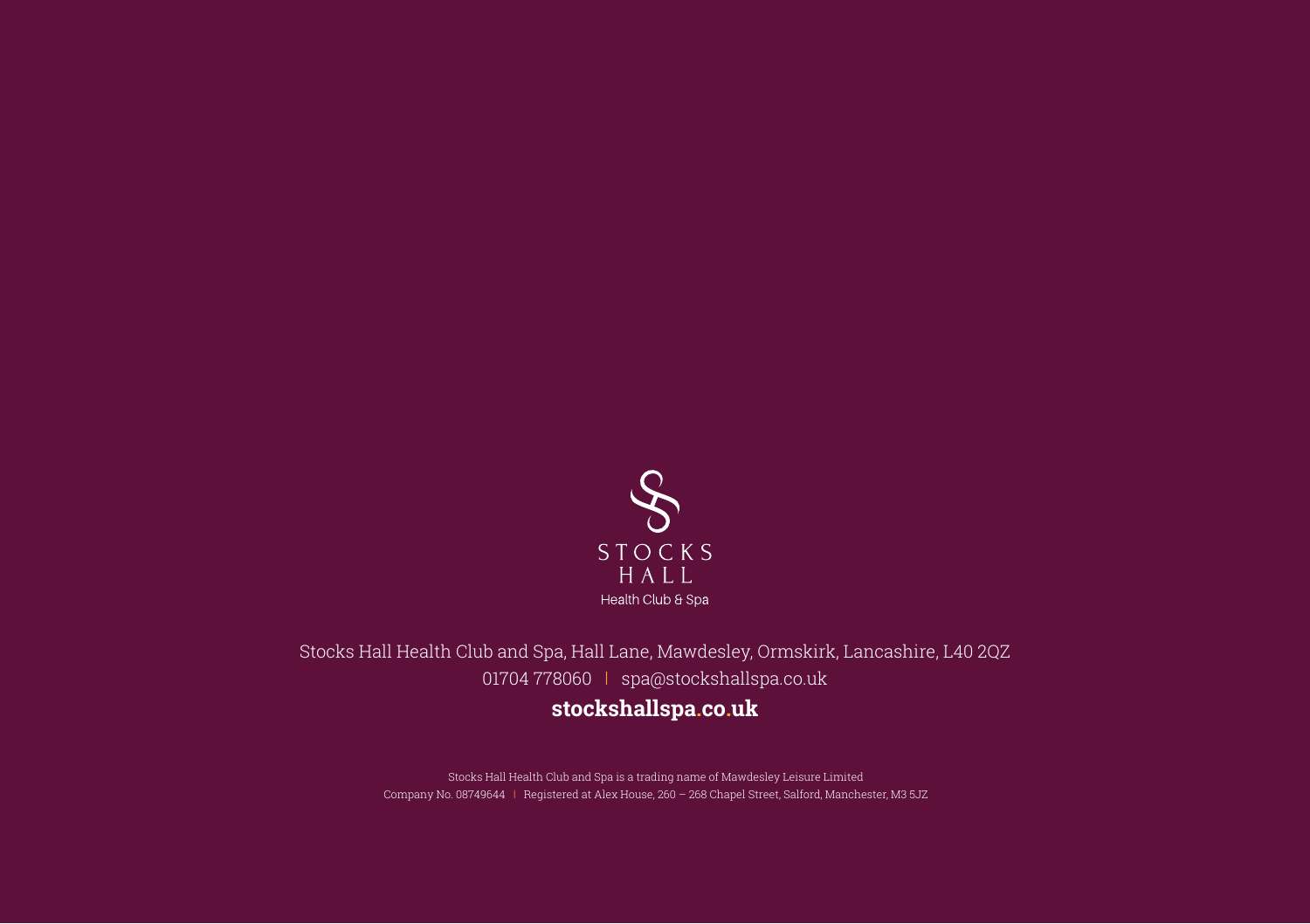STOCKS
HALL
Health Club & Spa

Stocks Hall Health Club and Spa, Hall Lane, Mawdesley, Ormskirk, Lancashire, L40 2QZ

01704 778060 | spa@stockshallspa.co.uk

**stockshallspa.co.uk**

Stocks Hall Health Club and Spa is a trading name of Mawdesley Leisure Limited

Company No. 08749644 | Registered at Alex House, 260 – 268 Chapel Street, Salford, Manchester, M3 5JZ